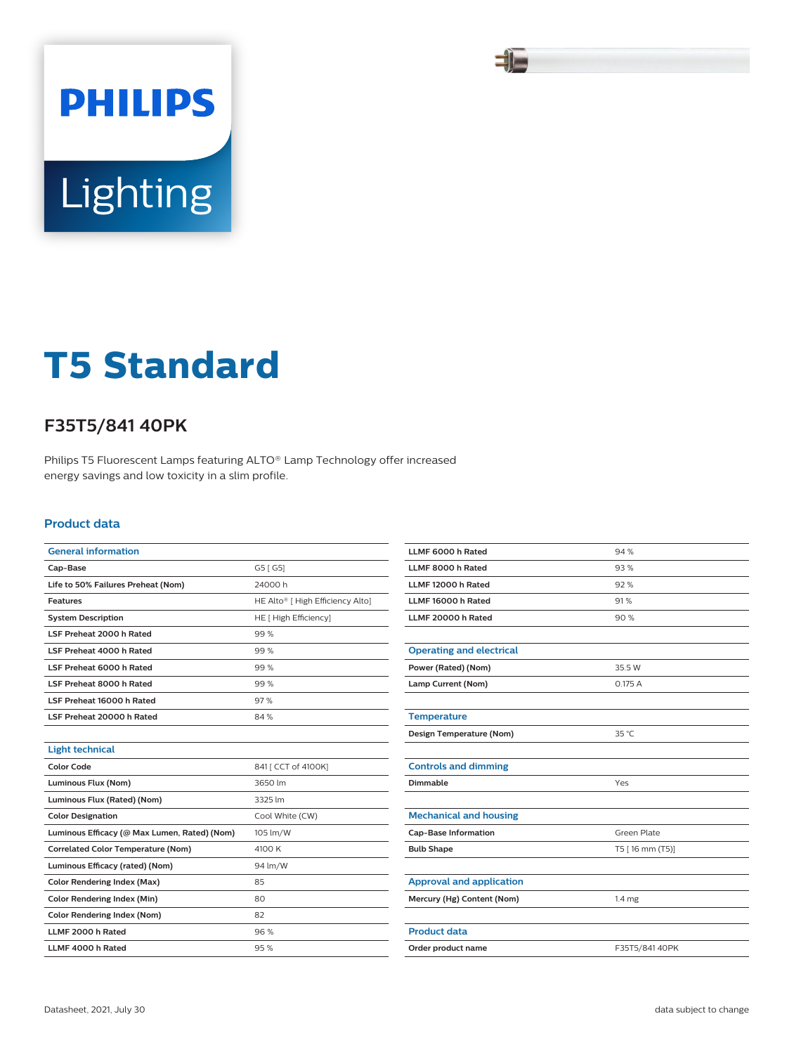PHILIPS

Lighting

# T5 Standard

## F35T5/841 40PK

Philips T5 Fluorescent Lamps featuring ALTO® Lamp Technology offer increased energy savings and low toxicity in a slim profile.

### Product data

| General information | |
|---|---|
| Cap-Base | G5 [ G5] |
| Life to 50% Failures Preheat (Nom) | 24000 h |
| Features | HE Alto® [ High Efficiency Alto] |
| System Description | HE [ High Efficiency] |
| LSF Preheat 2000 h Rated | 99 % |
| LSF Preheat 4000 h Rated | 99 % |
| LSF Preheat 6000 h Rated | 99 % |
| LSF Preheat 8000 h Rated | 99 % |
| LSF Preheat 16000 h Rated | 97 % |
| LSF Preheat 20000 h Rated | 84 % |

| Light technical | |
|---|---|
| Color Code | 841 [ CCT of 4100K] |
| Luminous Flux (Nom) | 3650 lm |
| Luminous Flux (Rated) (Nom) | 3325 lm |
| Color Designation | Cool White (CW) |
| Luminous Efficacy (@ Max Lumen, Rated) (Nom) | 105 lm/W |
| Correlated Color Temperature (Nom) | 4100 K |
| Luminous Efficacy (rated) (Nom) | 94 lm/W |
| Color Rendering Index (Max) | 85 |
| Color Rendering Index (Min) | 80 |
| Color Rendering Index (Nom) | 82 |
| LLMF 2000 h Rated | 96 % |
| LLMF 4000 h Rated | 95 % |
| LLMF 6000 h Rated | 94 % |
| LLMF 8000 h Rated | 93 % |
| LLMF 12000 h Rated | 92 % |
| LLMF 16000 h Rated | 91 % |
| LLMF 20000 h Rated | 90 % |

| Operating and electrical | |
|---|---|
| Power (Rated) (Nom) | 35.5 W |
| Lamp Current (Nom) | 0.175 A |

| Temperature | |
|---|---|
| Design Temperature (Nom) | 35 °C |

| Controls and dimming | |
|---|---|
| Dimmable | Yes |

| Mechanical and housing | |
|---|---|
| Cap-Base Information | Green Plate |
| Bulb Shape | T5 [ 16 mm (T5)] |

| Approval and application | |
|---|---|
| Mercury (Hg) Content (Nom) | 1.4 mg |

| Product data | |
|---|---|
| Order product name | F35T5/841 40PK |

Datasheet, 2021, July 30

data subject to change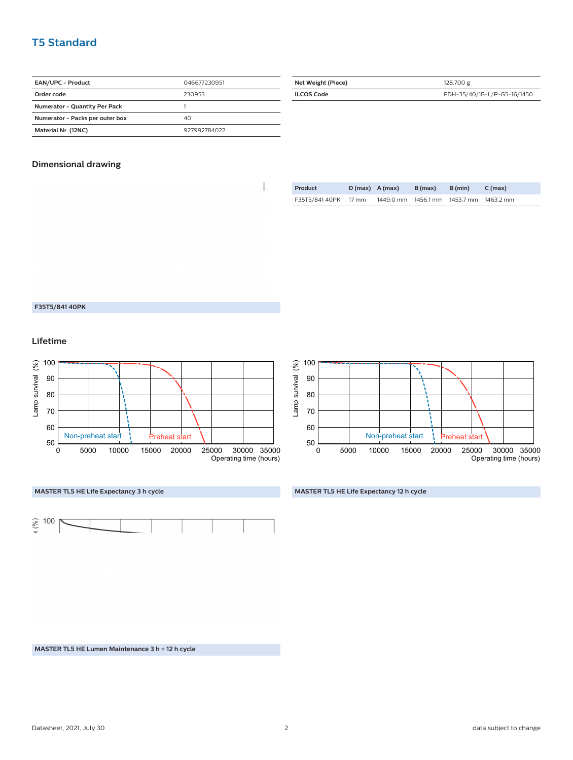## T5 Standard

| EAN/UPC - Product | 046677230951 |
|---|---|
| Order code | 230953 |
| Numerator - Quantity Per Pack | 1 |
| Numerator - Packs per outer box | 40 |
| Material Nr. (12NC) | 927992784022 |

| Net Weight (Piece) | 128.700 g |
|---|---|
| ILCOS Code | FDH-35/40/1B-L/P-G5-16/1450 |

### Dimensional drawing

| Product | D (max) | A (max) | B (max) | B (min) | C (max) |
|---|---|---|---|---|---|
| F35T5/841 40PK | 17 mm | 1449.0 mm | 1456.1 mm | 1453.7 mm | 1463.2 mm |

F35T5/841 40PK

### Lifetime

MASTER TL5 HE Life Expectancy 3 h cycle

MASTER TL5 HE Life Expectancy 12 h cycle

MASTER TL5 HE Lumen Maintenance 3 h + 12 h cycle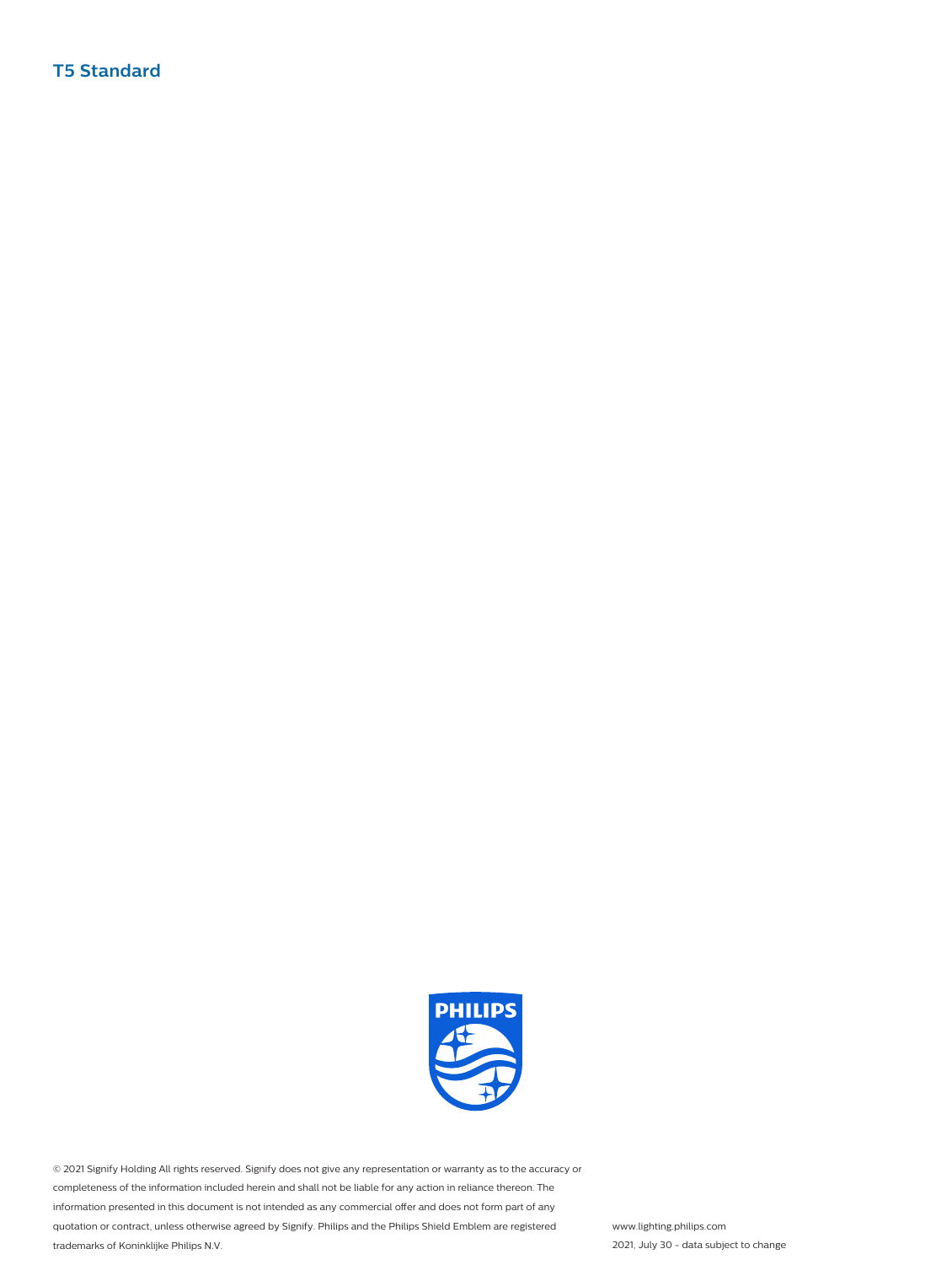# T5 Standard

© 2021 Signify Holding All rights reserved. Signify does not give any representation or warranty as to the accuracy or completeness of the information included herein and shall not be liable for any action in reliance thereon. The information presented in this document is not intended as any commercial offer and does not form part of any quotation or contract, unless otherwise agreed by Signify. Philips and the Philips Shield Emblem are registered trademarks of Koninklijke Philips N.V.

www.lighting.philips.com

2021, July 30 - data subject to change